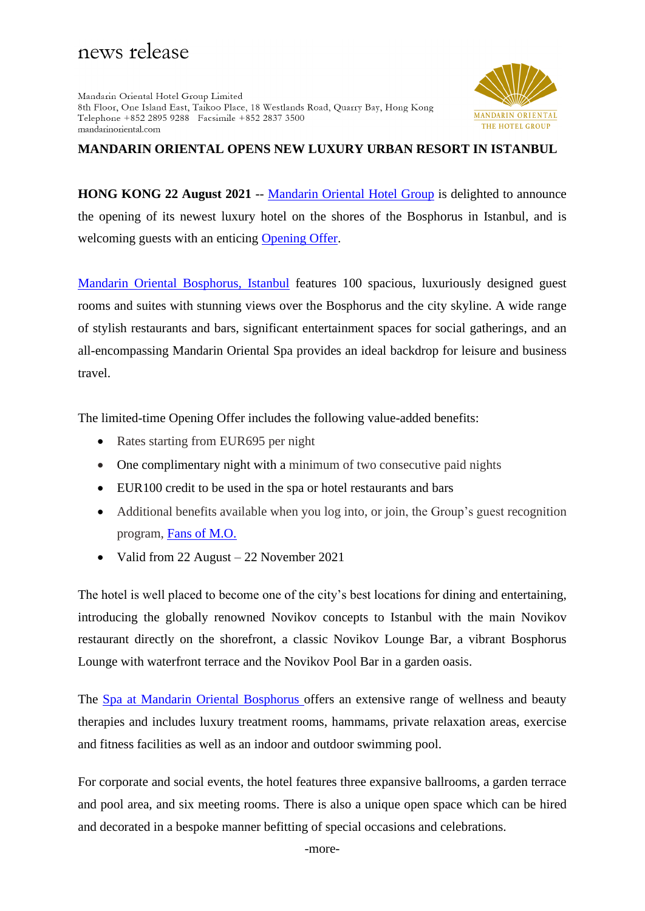news release

Mandarin Oriental Hotel Group Limited
8th Floor, One Island East, Taikoo Place, 18 Westlands Road, Quarry Bay, Hong Kong
Telephone +852 2895 9288 Facsimile +852 2837 3500
mandarinoriental.com

MANDARIN ORIENTAL
THE HOTEL GROUP

# MANDARIN ORIENTAL OPENS NEW LUXURY URBAN RESORT IN ISTANBUL

**HONG KONG 22 August 2021** -- Mandarin Oriental Hotel Group is delighted to announce the opening of its newest luxury hotel on the shores of the Bosphorus in Istanbul, and is welcoming guests with an enticing Opening Offer.

Mandarin Oriental Bosphorus, Istanbul features 100 spacious, luxuriously designed guest rooms and suites with stunning views over the Bosphorus and the city skyline. A wide range of stylish restaurants and bars, significant entertainment spaces for social gatherings, and an all-encompassing Mandarin Oriental Spa provides an ideal backdrop for leisure and business travel.

The limited-time Opening Offer includes the following value-added benefits:

- Rates starting from EUR695 per night
- One complimentary night with a minimum of two consecutive paid nights
- EUR100 credit to be used in the spa or hotel restaurants and bars
- Additional benefits available when you log into, or join, the Group's guest recognition program, Fans of M.O.
- Valid from 22 August – 22 November 2021

The hotel is well placed to become one of the city's best locations for dining and entertaining, introducing the globally renowned Novikov concepts to Istanbul with the main Novikov restaurant directly on the shorefront, a classic Novikov Lounge Bar, a vibrant Bosphorus Lounge with waterfront terrace and the Novikov Pool Bar in a garden oasis.

The Spa at Mandarin Oriental Bosphorus offers an extensive range of wellness and beauty therapies and includes luxury treatment rooms, hammams, private relaxation areas, exercise and fitness facilities as well as an indoor and outdoor swimming pool.

For corporate and social events, the hotel features three expansive ballrooms, a garden terrace and pool area, and six meeting rooms. There is also a unique open space which can be hired and decorated in a bespoke manner befitting of special occasions and celebrations.

-more-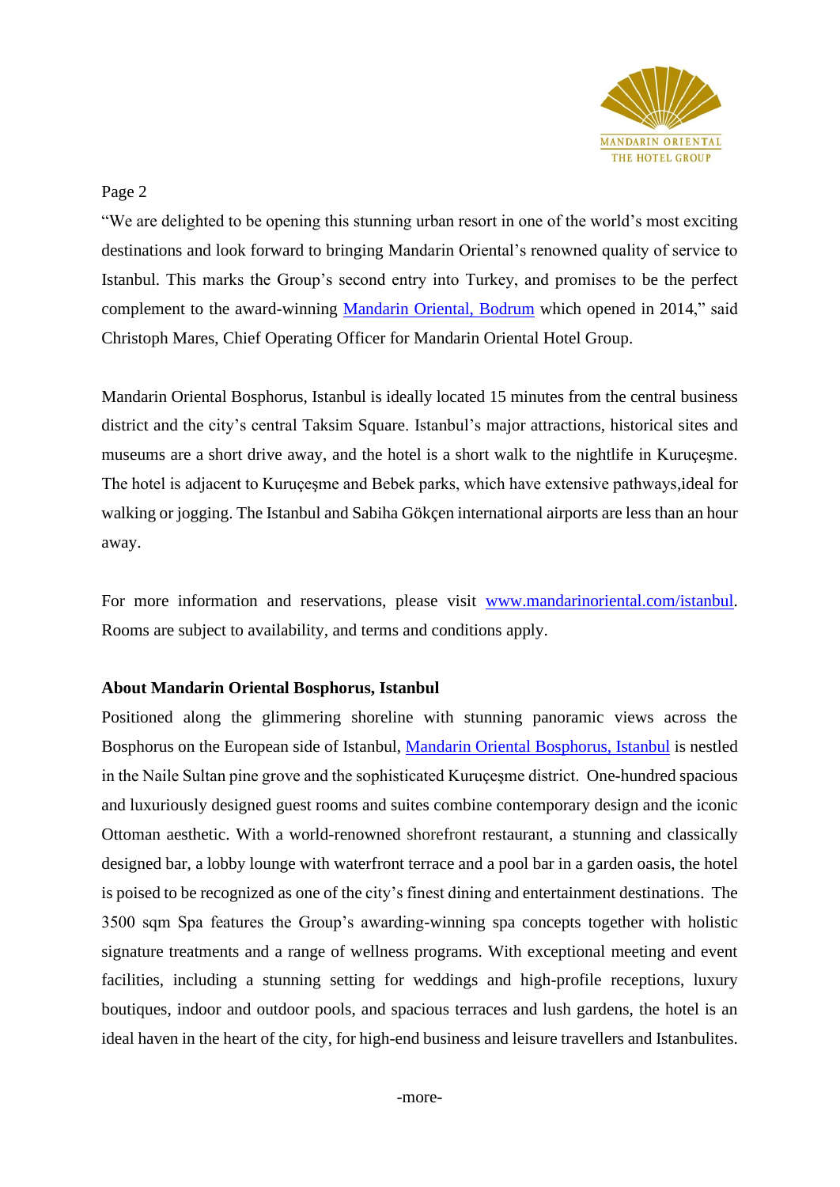"We are delighted to be opening this stunning urban resort in one of the world's most exciting destinations and look forward to bringing Mandarin Oriental's renowned quality of service to Istanbul. This marks the Group's second entry into Turkey, and promises to be the perfect complement to the award-winning [Mandarin Oriental, Bodrum](#) which opened in 2014," said Christoph Mares, Chief Operating Officer for Mandarin Oriental Hotel Group.

Mandarin Oriental Bosphorus, Istanbul is ideally located 15 minutes from the central business district and the city's central Taksim Square. Istanbul's major attractions, historical sites and museums are a short drive away, and the hotel is a short walk to the nightlife in Kuruçeşme. The hotel is adjacent to Kuruçeşme and Bebek parks, which have extensive pathways,ideal for walking or jogging. The Istanbul and Sabiha Gökçen international airports are less than an hour away.

For more information and reservations, please visit [www.mandarinoriental.com/istanbul](http://www.mandarinoriental.com/istanbul). Rooms are subject to availability, and terms and conditions apply.

**About Mandarin Oriental Bosphorus, Istanbul**

Positioned along the glimmering shoreline with stunning panoramic views across the Bosphorus on the European side of Istanbul, [Mandarin Oriental Bosphorus, Istanbul](#) is nestled in the Naile Sultan pine grove and the sophisticated Kuruçeşme district. One-hundred spacious and luxuriously designed guest rooms and suites combine contemporary design and the iconic Ottoman aesthetic. With a world-renowned shorefront restaurant, a stunning and classically designed bar, a lobby lounge with waterfront terrace and a pool bar in a garden oasis, the hotel is poised to be recognized as one of the city's finest dining and entertainment destinations. The 3500 sqm Spa features the Group's awarding-winning spa concepts together with holistic signature treatments and a range of wellness programs. With exceptional meeting and event facilities, including a stunning setting for weddings and high-profile receptions, luxury boutiques, indoor and outdoor pools, and spacious terraces and lush gardens, the hotel is an ideal haven in the heart of the city, for high-end business and leisure travellers and Istanbulites.

-more-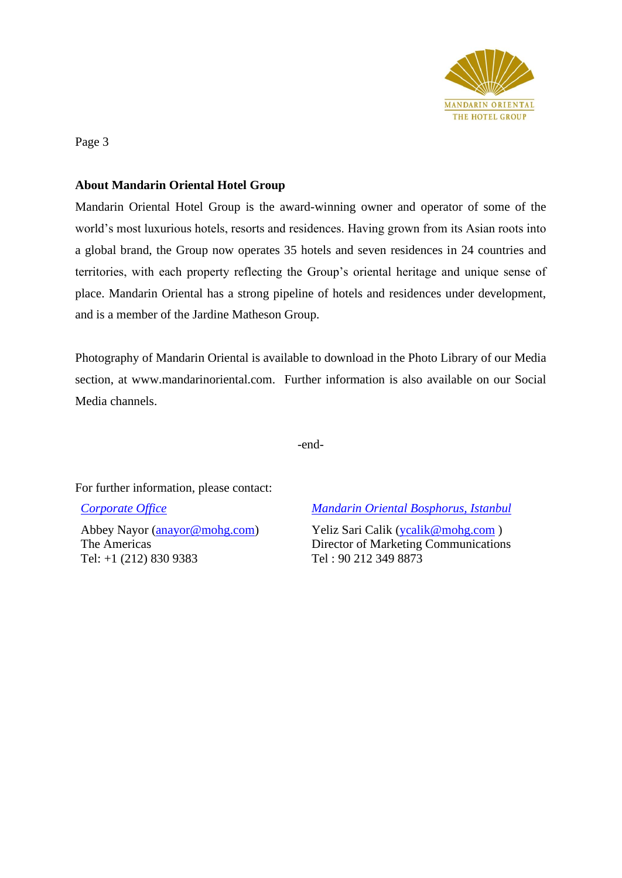## About Mandarin Oriental Hotel Group

Mandarin Oriental Hotel Group is the award-winning owner and operator of some of the world's most luxurious hotels, resorts and residences. Having grown from its Asian roots into a global brand, the Group now operates 35 hotels and seven residences in 24 countries and territories, with each property reflecting the Group's oriental heritage and unique sense of place. Mandarin Oriental has a strong pipeline of hotels and residences under development, and is a member of the Jardine Matheson Group.

Photography of Mandarin Oriental is available to download in the Photo Library of our Media section, at www.mandarinoriental.com. Further information is also available on our Social Media channels.

-end-

For further information, please contact:

*Corporate Office*

Abbey Nayor (anayor@mohg.com)
The Americas
Tel: +1 (212) 830 9383

*Mandarin Oriental Bosphorus, Istanbul*

Yeliz Sari Calik (ycalik@mohg.com )
Director of Marketing Communications
Tel : 90 212 349 8873